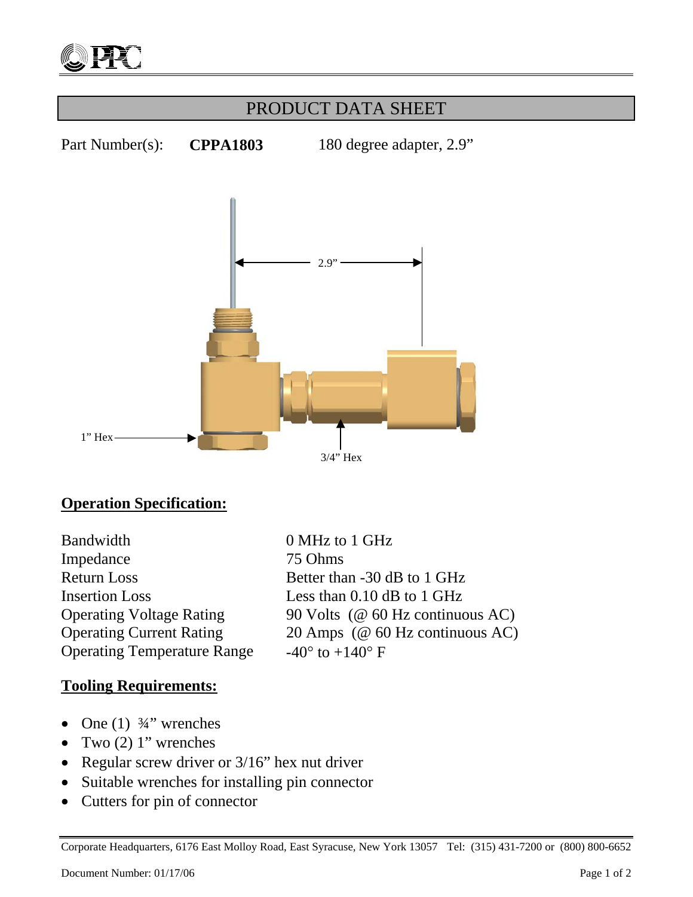# PRODUCT DATA SHEET

Part Number(s): **CPPA1803** 180 degree adapter, 2.9”

2.9”

1” Hex

3/4” Hex

## Operation Specification:

| | |
|---|---|
| Bandwidth | 0 MHz to 1 GHz |
| Impedance | 75 Ohms |
| Return Loss | Better than -30 dB to 1 GHz |
| Insertion Loss | Less than 0.10 dB to 1 GHz |
| Operating Voltage Rating | 90 Volts (@ 60 Hz continuous AC) |
| Operating Current Rating | 20 Amps (@ 60 Hz continuous AC) |
| Operating Temperature Range | -40° to +140° F |

## Tooling Requirements:

- One (1) ¾” wrenches
- Two (2) 1” wrenches
- Regular screw driver or 3/16” hex nut driver
- Suitable wrenches for installing pin connector
- Cutters for pin of connector

Corporate Headquarters, 6176 East Molloy Road, East Syracuse, New York 13057 Tel: (315) 431-7200 or (800) 800-6652

Document Number: 01/17/06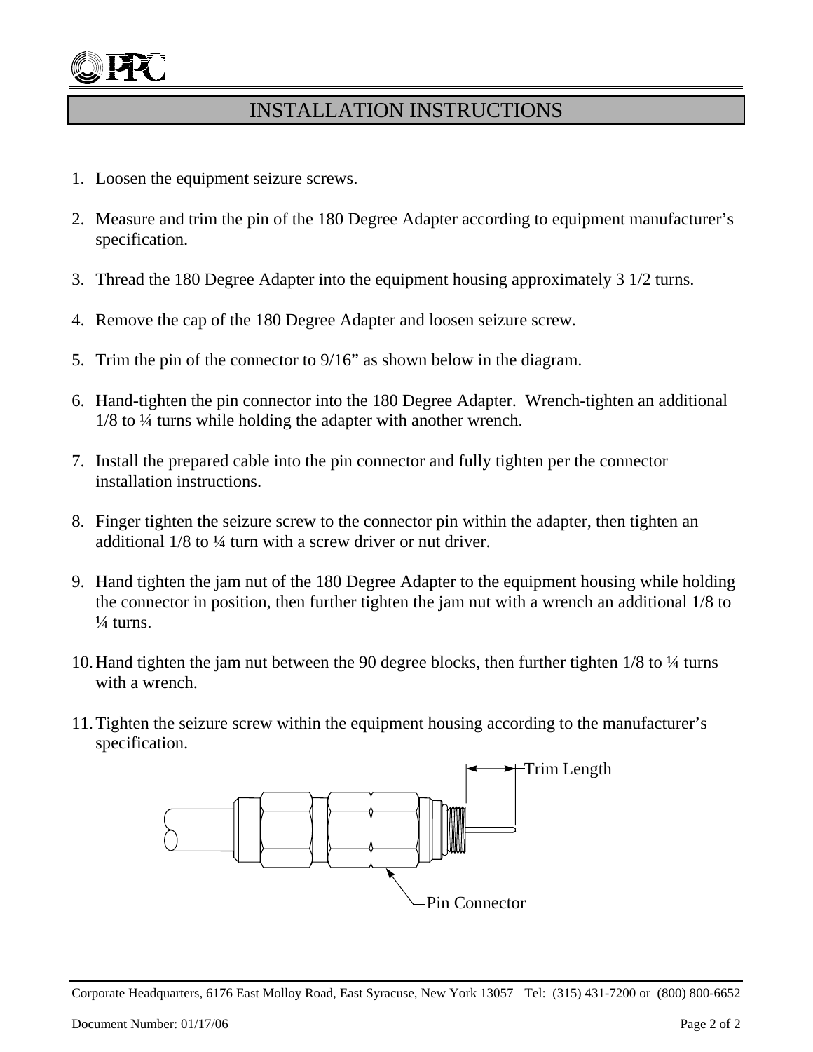# INSTALLATION INSTRUCTIONS

1. Loosen the equipment seizure screws.

2. Measure and trim the pin of the 180 Degree Adapter according to equipment manufacturer's specification.

3. Thread the 180 Degree Adapter into the equipment housing approximately 3 1/2 turns.

4. Remove the cap of the 180 Degree Adapter and loosen seizure screw.

5. Trim the pin of the connector to 9/16" as shown below in the diagram.

6. Hand-tighten the pin connector into the 180 Degree Adapter. Wrench-tighten an additional 1/8 to ¼ turns while holding the adapter with another wrench.

7. Install the prepared cable into the pin connector and fully tighten per the connector installation instructions.

8. Finger tighten the seizure screw to the connector pin within the adapter, then tighten an additional 1/8 to ¼ turn with a screw driver or nut driver.

9. Hand tighten the jam nut of the 180 Degree Adapter to the equipment housing while holding the connector in position, then further tighten the jam nut with a wrench an additional 1/8 to ¼ turns.

10. Hand tighten the jam nut between the 90 degree blocks, then further tighten 1/8 to ¼ turns with a wrench.

11. Tighten the seizure screw within the equipment housing according to the manufacturer's specification.

Trim Length

Pin Connector

Corporate Headquarters, 6176 East Molloy Road, East Syracuse, New York 13057 Tel: (315) 431-7200 or (800) 800-6652

Document Number: 01/17/06